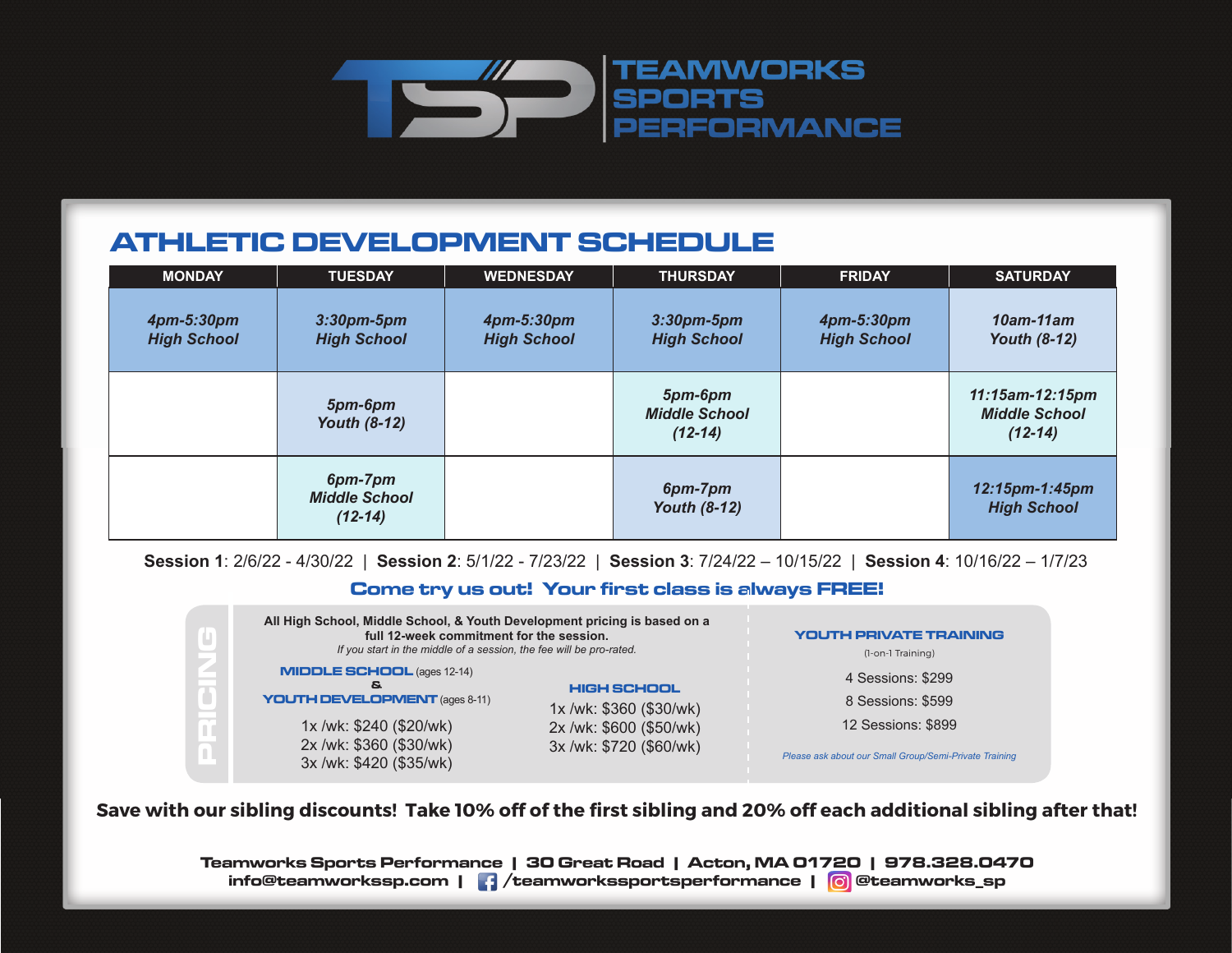# TEAMWORKS SPORTS PERFORMANCE

## ATHLETIC DEVELOPMENT SCHEDULE

| MONDAY | TUESDAY | WEDNESDAY | THURSDAY | FRIDAY | SATURDAY |
|---|---|---|---|---|---|
| *4pm-5:30pm High School* | *3:30pm-5pm High School* | *4pm-5:30pm High School* | *3:30pm-5pm High School* | *4pm-5:30pm High School* | *10am-11am Youth (8-12)* |
| | *5pm-6pm Youth (8-12)* | | *5pm-6pm Middle School (12-14)* | | *11:15am-12:15pm Middle School (12-14)* |
| | *6pm-7pm Middle School (12-14)* | | *6pm-7pm Youth (8-12)* | | *12:15pm-1:45pm High School* |

**Session 1**: 2/6/22 - 4/30/22 | **Session 2**: 5/1/22 - 7/23/22 | **Session 3**: 7/24/22 – 10/15/22 | **Session 4**: 10/16/22 – 1/7/23

**Come try us out! Your first class is always FREE!**

## PRICING

**All High School, Middle School, & Youth Development pricing is based on a full 12-week commitment for the session.**

*If you start in the middle of a session, the fee will be pro-rated.*

**MIDDLE SCHOOL** (ages 12-14)
**&**
**YOUTH DEVELOPMENT** (ages 8-11)

1x /wk: $240 ($20/wk)
2x /wk: $360 ($30/wk)
3x /wk: $420 ($35/wk)

**HIGH SCHOOL**

1x /wk: $360 ($30/wk)
2x /wk: $600 ($50/wk)
3x /wk: $720 ($60/wk)

**YOUTH PRIVATE TRAINING**

(1-on-1 Training)

4 Sessions: $299
8 Sessions: $599
12 Sessions: $899

*Please ask about our Small Group/Semi-Private Training*

**Save with our sibling discounts! Take 10% off of the first sibling and 20% off each additional sibling after that!**

**Teamworks Sports Performance | 30 Great Road | Acton, MA 01720 | 978.328.0470**
**info@teamworkssp.com | /teamworkssportsperformance | @teamworks_sp**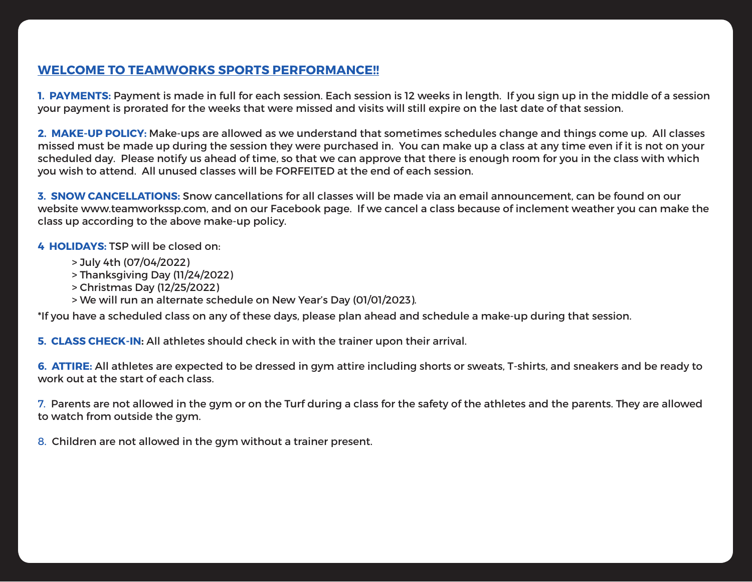## WELCOME TO TEAMWORKS SPORTS PERFORMANCE!!

**1. PAYMENTS:** Payment is made in full for each session. Each session is 12 weeks in length. If you sign up in the middle of a session your payment is prorated for the weeks that were missed and visits will still expire on the last date of that session.

**2. MAKE-UP POLICY:** Make-ups are allowed as we understand that sometimes schedules change and things come up. All classes missed must be made up during the session they were purchased in. You can make up a class at any time even if it is not on your scheduled day. Please notify us ahead of time, so that we can approve that there is enough room for you in the class with which you wish to attend. All unused classes will be FORFEITED at the end of each session.

**3. SNOW CANCELLATIONS:** Snow cancellations for all classes will be made via an email announcement, can be found on our website www.teamworkssp.com, and on our Facebook page. If we cancel a class because of inclement weather you can make the class up according to the above make-up policy.

**4 HOLIDAYS:** TSP will be closed on:

> July 4th (07/04/2022)
> Thanksgiving Day (11/24/2022)
> Christmas Day (12/25/2022)
> We will run an alternate schedule on New Year's Day (01/01/2023).

*If you have a scheduled class on any of these days, please plan ahead and schedule a make-up during that session.

**5. CLASS CHECK-IN:** All athletes should check in with the trainer upon their arrival.

**6. ATTIRE:** All athletes are expected to be dressed in gym attire including shorts or sweats, T-shirts, and sneakers and be ready to work out at the start of each class.

7. Parents are not allowed in the gym or on the Turf during a class for the safety of the athletes and the parents. They are allowed to watch from outside the gym.

8. Children are not allowed in the gym without a trainer present.